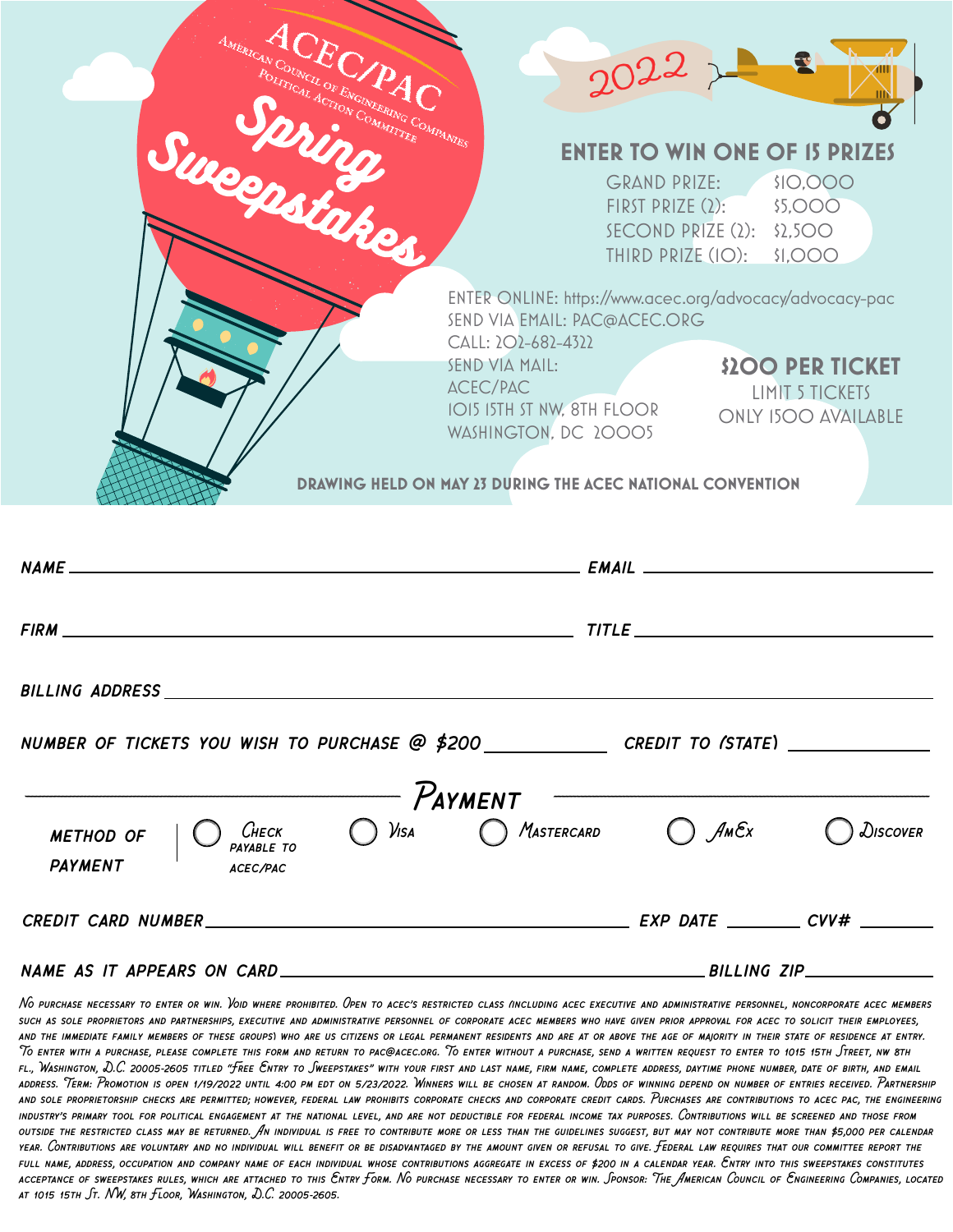# ACEC/PAC

American Council of Engineering Companies Political Action Committee

## Spring Sweepstakes

2022

### ENTER TO WIN ONE OF 15 PRIZES

| | |
|---|---|
| GRAND PRIZE: | $10,000 |
| FIRST PRIZE (2): | $5,000 |
| SECOND PRIZE (2): | $2,500 |
| THIRD PRIZE (10): | $1,000 |

ENTER ONLINE: https://www.acec.org/advocacy/advocacy-pac
SEND VIA EMAIL: PAC@ACEC.ORG
CALL: 202-682-4322
SEND VIA MAIL:
ACEC/PAC
1015 15TH ST NW, 8TH FLOOR
WASHINGTON, DC 20005

**$200 PER TICKET**
LIMIT 5 TICKETS
ONLY 1500 AVAILABLE

**DRAWING HELD ON MAY 23 DURING THE ACEC NATIONAL CONVENTION**

NAME ______________________ EMAIL ______________________

FIRM ______________________ TITLE ______________________

BILLING ADDRESS ______________________________________________

NUMBER OF TICKETS YOU WISH TO PURCHASE @ $200 ________ CREDIT TO (STATE) ________

### Payment

METHOD OF PAYMENT: ◯ Check payable to ACEC/PAC ◯ Visa ◯ Mastercard ◯ AmEx ◯ Discover

CREDIT CARD NUMBER ______________________ EXP DATE ________ CVV# ________

NAME AS IT APPEARS ON CARD ______________________ BILLING ZIP ________

*No purchase necessary to enter or win. Void where prohibited. Open to ACEC's restricted class (including ACEC executive and administrative personnel, noncorporate ACEC members such as sole proprietors and partnerships, executive and administrative personnel of corporate ACEC members who have given prior approval for ACEC to solicit their employees, and the immediate family members of these groups) who are US citizens or legal permanent residents and are at or above the age of majority in their state of residence at entry. To enter with a purchase, please complete this form and return to pac@acec.org. To enter without a purchase, send a written request to enter to 1015 15th Street, NW 8th Fl., Washington, D.C. 20005-2605 titled "Free Entry to Sweepstakes" with your first and last name, firm name, complete address, daytime phone number, date of birth, and email address. Term: Promotion is open 1/19/2022 until 4:00 pm EDT on 5/23/2022. Winners will be chosen at random. Odds of winning depend on number of entries received. Partnership and sole proprietorship checks are permitted; however, federal law prohibits corporate checks and corporate credit cards. Purchases are contributions to ACEC PAC, the engineering industry's primary tool for political engagement at the national level, and are not deductible for federal income tax purposes. Contributions will be screened and those from outside the restricted class may be returned. An individual is free to contribute more or less than the guidelines suggest, but may not contribute more than $5,000 per calendar year. Contributions are voluntary and no individual will benefit or be disadvantaged by the amount given or refusal to give. Federal law requires that our committee report the full name, address, occupation and company name of each individual whose contributions aggregate in excess of $200 in a calendar year. Entry into this sweepstakes constitutes acceptance of sweepstakes rules, which are attached to this Entry Form. No purchase necessary to enter or win. Sponsor: The American Council of Engineering Companies, located at 1015 15th St. NW, 8th Floor, Washington, D.C. 20005-2605.*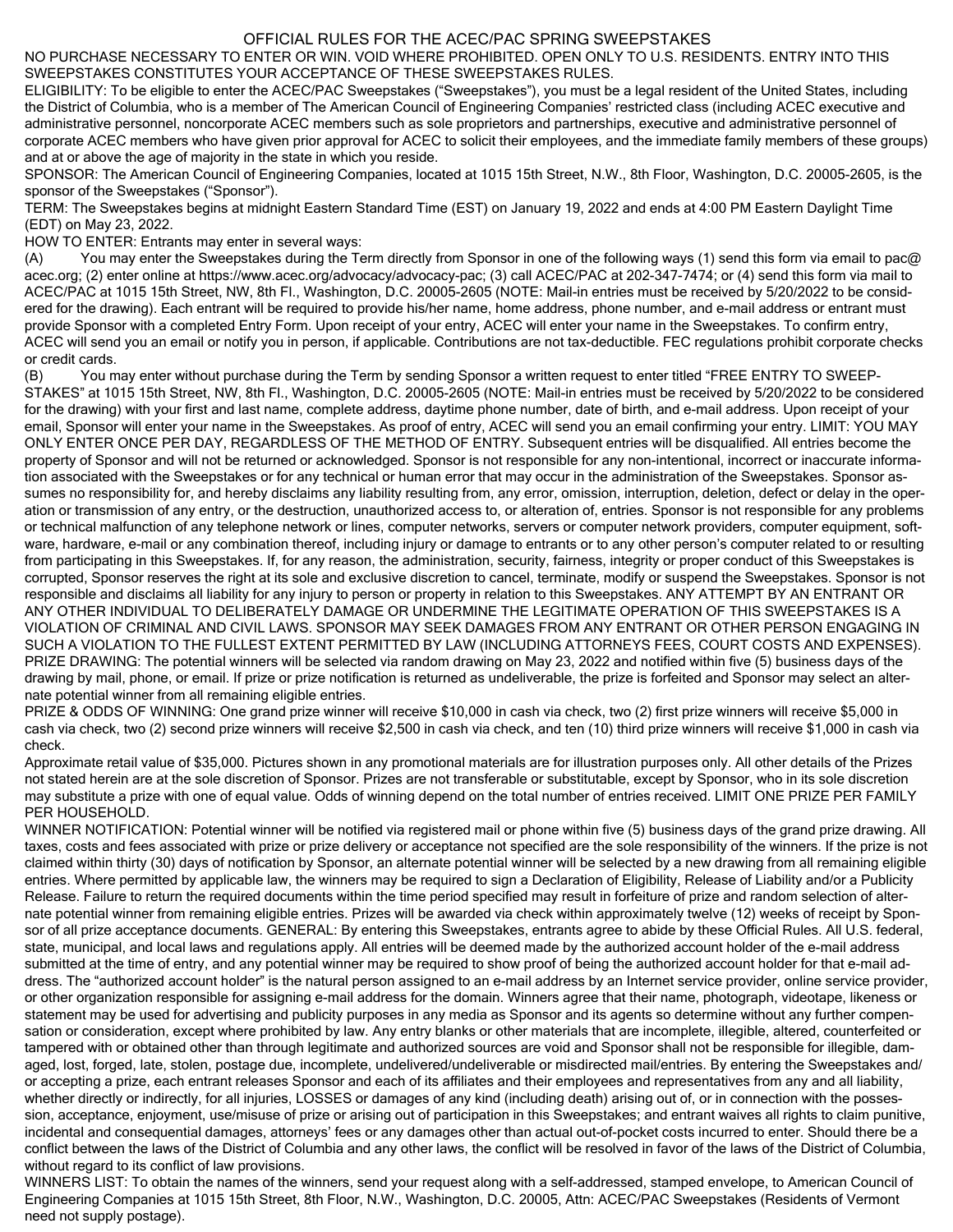# OFFICIAL RULES FOR THE ACEC/PAC SPRING SWEEPSTAKES

NO PURCHASE NECESSARY TO ENTER OR WIN. VOID WHERE PROHIBITED. OPEN ONLY TO U.S. RESIDENTS. ENTRY INTO THIS SWEEPSTAKES CONSTITUTES YOUR ACCEPTANCE OF THESE SWEEPSTAKES RULES.

ELIGIBILITY: To be eligible to enter the ACEC/PAC Sweepstakes ("Sweepstakes"), you must be a legal resident of the United States, including the District of Columbia, who is a member of The American Council of Engineering Companies' restricted class (including ACEC executive and administrative personnel, noncorporate ACEC members such as sole proprietors and partnerships, executive and administrative personnel of corporate ACEC members who have given prior approval for ACEC to solicit their employees, and the immediate family members of these groups) and at or above the age of majority in the state in which you reside.

SPONSOR: The American Council of Engineering Companies, located at 1015 15th Street, N.W., 8th Floor, Washington, D.C. 20005-2605, is the sponsor of the Sweepstakes ("Sponsor").

TERM: The Sweepstakes begins at midnight Eastern Standard Time (EST) on January 19, 2022 and ends at 4:00 PM Eastern Daylight Time (EDT) on May 23, 2022.

HOW TO ENTER: Entrants may enter in several ways:

(A) You may enter the Sweepstakes during the Term directly from Sponsor in one of the following ways (1) send this form via email to pac@acec.org; (2) enter online at https://www.acec.org/advocacy/advocacy-pac; (3) call ACEC/PAC at 202-347-7474; or (4) send this form via mail to ACEC/PAC at 1015 15th Street, NW, 8th Fl., Washington, D.C. 20005-2605 (NOTE: Mail-in entries must be received by 5/20/2022 to be considered for the drawing). Each entrant will be required to provide his/her name, home address, phone number, and e-mail address or entrant must provide Sponsor with a completed Entry Form. Upon receipt of your entry, ACEC will enter your name in the Sweepstakes. To confirm entry, ACEC will send you an email or notify you in person, if applicable. Contributions are not tax-deductible. FEC regulations prohibit corporate checks or credit cards.

(B) You may enter without purchase during the Term by sending Sponsor a written request to enter titled "FREE ENTRY TO SWEEPSTAKES" at 1015 15th Street, NW, 8th Fl., Washington, D.C. 20005-2605 (NOTE: Mail-in entries must be received by 5/20/2022 to be considered for the drawing) with your first and last name, complete address, daytime phone number, date of birth, and e-mail address. Upon receipt of your email, Sponsor will enter your name in the Sweepstakes. As proof of entry, ACEC will send you an email confirming your entry. LIMIT: YOU MAY ONLY ENTER ONCE PER DAY, REGARDLESS OF THE METHOD OF ENTRY. Subsequent entries will be disqualified. All entries become the property of Sponsor and will not be returned or acknowledged. Sponsor is not responsible for any non-intentional, incorrect or inaccurate information associated with the Sweepstakes or for any technical or human error that may occur in the administration of the Sweepstakes. Sponsor assumes no responsibility for, and hereby disclaims any liability resulting from, any error, omission, interruption, deletion, defect or delay in the operation or transmission of any entry, or the destruction, unauthorized access to, or alteration of, entries. Sponsor is not responsible for any problems or technical malfunction of any telephone network or lines, computer networks, servers or computer network providers, computer equipment, software, hardware, e-mail or any combination thereof, including injury or damage to entrants or to any other person's computer related to or resulting from participating in this Sweepstakes. If, for any reason, the administration, security, fairness, integrity or proper conduct of this Sweepstakes is corrupted, Sponsor reserves the right at its sole and exclusive discretion to cancel, terminate, modify or suspend the Sweepstakes. Sponsor is not responsible and disclaims all liability for any injury to person or property in relation to this Sweepstakes. ANY ATTEMPT BY AN ENTRANT OR ANY OTHER INDIVIDUAL TO DELIBERATELY DAMAGE OR UNDERMINE THE LEGITIMATE OPERATION OF THIS SWEEPSTAKES IS A VIOLATION OF CRIMINAL AND CIVIL LAWS. SPONSOR MAY SEEK DAMAGES FROM ANY ENTRANT OR OTHER PERSON ENGAGING IN SUCH A VIOLATION TO THE FULLEST EXTENT PERMITTED BY LAW (INCLUDING ATTORNEYS FEES, COURT COSTS AND EXPENSES).

PRIZE DRAWING: The potential winners will be selected via random drawing on May 23, 2022 and notified within five (5) business days of the drawing by mail, phone, or email. If prize or prize notification is returned as undeliverable, the prize is forfeited and Sponsor may select an alternate potential winner from all remaining eligible entries.

PRIZE & ODDS OF WINNING: One grand prize winner will receive $10,000 in cash via check, two (2) first prize winners will receive $5,000 in cash via check, two (2) second prize winners will receive $2,500 in cash via check, and ten (10) third prize winners will receive $1,000 in cash via check.

Approximate retail value of $35,000. Pictures shown in any promotional materials are for illustration purposes only. All other details of the Prizes not stated herein are at the sole discretion of Sponsor. Prizes are not transferable or substitutable, except by Sponsor, who in its sole discretion may substitute a prize with one of equal value. Odds of winning depend on the total number of entries received. LIMIT ONE PRIZE PER FAMILY PER HOUSEHOLD.

WINNER NOTIFICATION: Potential winner will be notified via registered mail or phone within five (5) business days of the grand prize drawing. All taxes, costs and fees associated with prize or prize delivery or acceptance not specified are the sole responsibility of the winners. If the prize is not claimed within thirty (30) days of notification by Sponsor, an alternate potential winner will be selected by a new drawing from all remaining eligible entries. Where permitted by applicable law, the winners may be required to sign a Declaration of Eligibility, Release of Liability and/or a Publicity Release. Failure to return the required documents within the time period specified may result in forfeiture of prize and random selection of alternate potential winner from remaining eligible entries. Prizes will be awarded via check within approximately twelve (12) weeks of receipt by Sponsor of all prize acceptance documents. GENERAL: By entering this Sweepstakes, entrants agree to abide by these Official Rules. All U.S. federal, state, municipal, and local laws and regulations apply. All entries will be deemed made by the authorized account holder of the e-mail address submitted at the time of entry, and any potential winner may be required to show proof of being the authorized account holder for that e-mail address. The "authorized account holder" is the natural person assigned to an e-mail address by an Internet service provider, online service provider, or other organization responsible for assigning e-mail address for the domain. Winners agree that their name, photograph, videotape, likeness or statement may be used for advertising and publicity purposes in any media as Sponsor and its agents so determine without any further compensation or consideration, except where prohibited by law. Any entry blanks or other materials that are incomplete, illegible, altered, counterfeited or tampered with or obtained other than through legitimate and authorized sources are void and Sponsor shall not be responsible for illegible, damaged, lost, forged, late, stolen, postage due, incomplete, undelivered/undeliverable or misdirected mail/entries. By entering the Sweepstakes and/or accepting a prize, each entrant releases Sponsor and each of its affiliates and their employees and representatives from any and all liability, whether directly or indirectly, for all injuries, LOSSES or damages of any kind (including death) arising out of, or in connection with the possession, acceptance, enjoyment, use/misuse of prize or arising out of participation in this Sweepstakes; and entrant waives all rights to claim punitive, incidental and consequential damages, attorneys' fees or any damages other than actual out-of-pocket costs incurred to enter. Should there be a conflict between the laws of the District of Columbia and any other laws, the conflict will be resolved in favor of the laws of the District of Columbia, without regard to its conflict of law provisions.

WINNERS LIST: To obtain the names of the winners, send your request along with a self-addressed, stamped envelope, to American Council of Engineering Companies at 1015 15th Street, 8th Floor, N.W., Washington, D.C. 20005, Attn: ACEC/PAC Sweepstakes (Residents of Vermont need not supply postage).